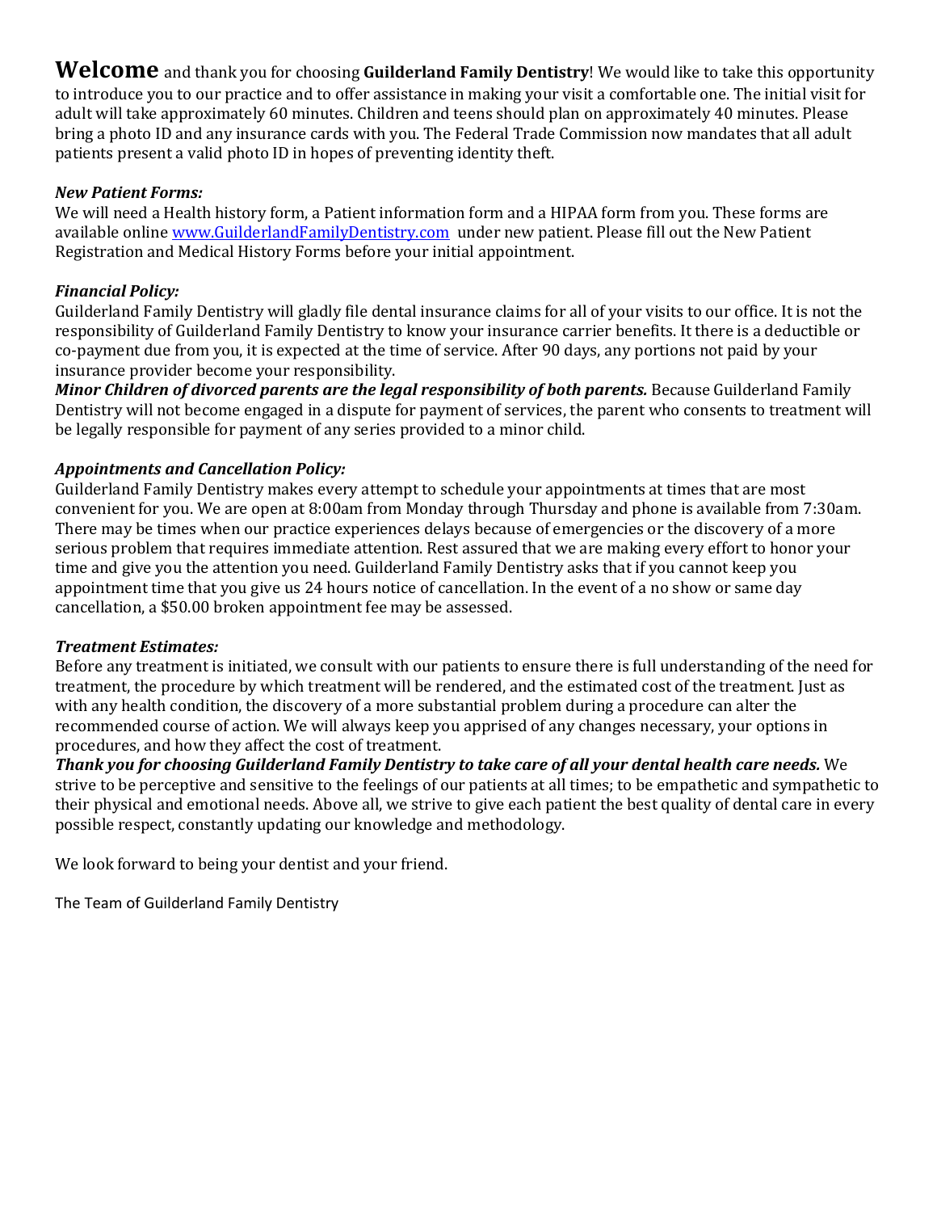**Welcome** and thank you for choosing **Guilderland Family Dentistry**! We would like to take this opportunity to introduce you to our practice and to offer assistance in making your visit a comfortable one. The initial visit for adult will take approximately 60 minutes. Children and teens should plan on approximately 40 minutes. Please bring a photo ID and any insurance cards with you. The Federal Trade Commission now mandates that all adult patients present a valid photo ID in hopes of preventing identity theft.

***New Patient Forms:***
We will need a Health history form, a Patient information form and a HIPAA form from you. These forms are available online [www.GuilderlandFamilyDentistry.com](www.GuilderlandFamilyDentistry.com) under new patient. Please fill out the New Patient Registration and Medical History Forms before your initial appointment.

***Financial Policy:***
Guilderland Family Dentistry will gladly file dental insurance claims for all of your visits to our office. It is not the responsibility of Guilderland Family Dentistry to know your insurance carrier benefits. It there is a deductible or co-payment due from you, it is expected at the time of service. After 90 days, any portions not paid by your insurance provider become your responsibility.
***Minor Children of divorced parents are the legal responsibility of both parents.*** Because Guilderland Family Dentistry will not become engaged in a dispute for payment of services, the parent who consents to treatment will be legally responsible for payment of any series provided to a minor child.

***Appointments and Cancellation Policy:***
Guilderland Family Dentistry makes every attempt to schedule your appointments at times that are most convenient for you. We are open at 8:00am from Monday through Thursday and phone is available from 7:30am. There may be times when our practice experiences delays because of emergencies or the discovery of a more serious problem that requires immediate attention. Rest assured that we are making every effort to honor your time and give you the attention you need. Guilderland Family Dentistry asks that if you cannot keep you appointment time that you give us 24 hours notice of cancellation. In the event of a no show or same day cancellation, a $50.00 broken appointment fee may be assessed.

***Treatment Estimates:***
Before any treatment is initiated, we consult with our patients to ensure there is full understanding of the need for treatment, the procedure by which treatment will be rendered, and the estimated cost of the treatment. Just as with any health condition, the discovery of a more substantial problem during a procedure can alter the recommended course of action. We will always keep you apprised of any changes necessary, your options in procedures, and how they affect the cost of treatment.
***Thank you for choosing Guilderland Family Dentistry to take care of all your dental health care needs.*** We strive to be perceptive and sensitive to the feelings of our patients at all times; to be empathetic and sympathetic to their physical and emotional needs. Above all, we strive to give each patient the best quality of dental care in every possible respect, constantly updating our knowledge and methodology.

We look forward to being your dentist and your friend.

The Team of Guilderland Family Dentistry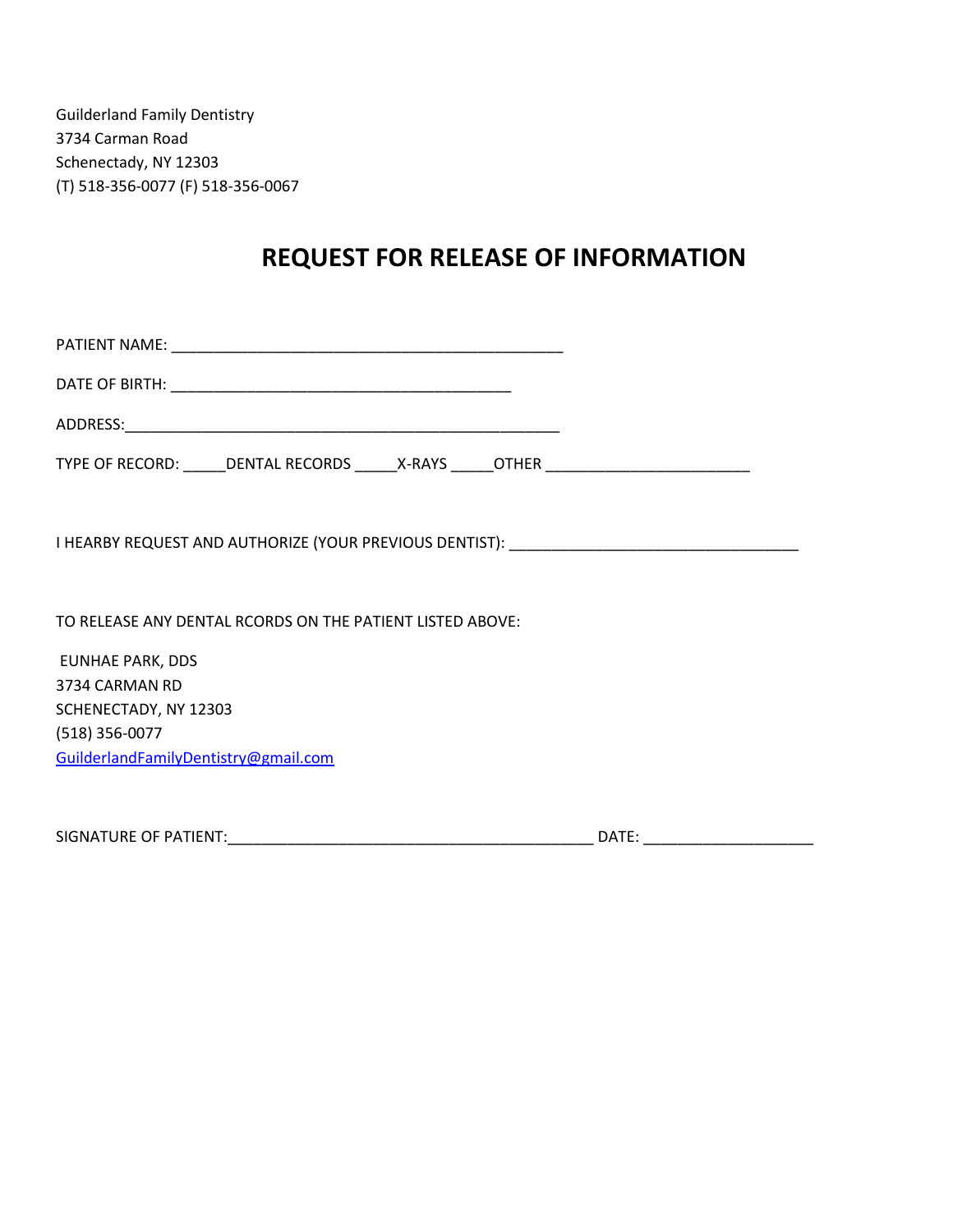Guilderland Family Dentistry
3734 Carman Road
Schenectady, NY 12303
(T) 518-356-0077 (F) 518-356-0067

# REQUEST FOR RELEASE OF INFORMATION

PATIENT NAME: ___________________________________________

DATE OF BIRTH: _____________________________________

ADDRESS:_______________________________________________

TYPE OF RECORD: _____DENTAL RECORDS _____X-RAYS _____OTHER ______________________

I HEARBY REQUEST AND AUTHORIZE (YOUR PREVIOUS DENTIST): ________________________________

TO RELEASE ANY DENTAL RCORDS ON THE PATIENT LISTED ABOVE:

EUNHAE PARK, DDS
3734 CARMAN RD
SCHENECTADY, NY 12303
(518) 356-0077
GuilderlandFamilyDentistry@gmail.com

SIGNATURE OF PATIENT:________________________________________ DATE: ___________________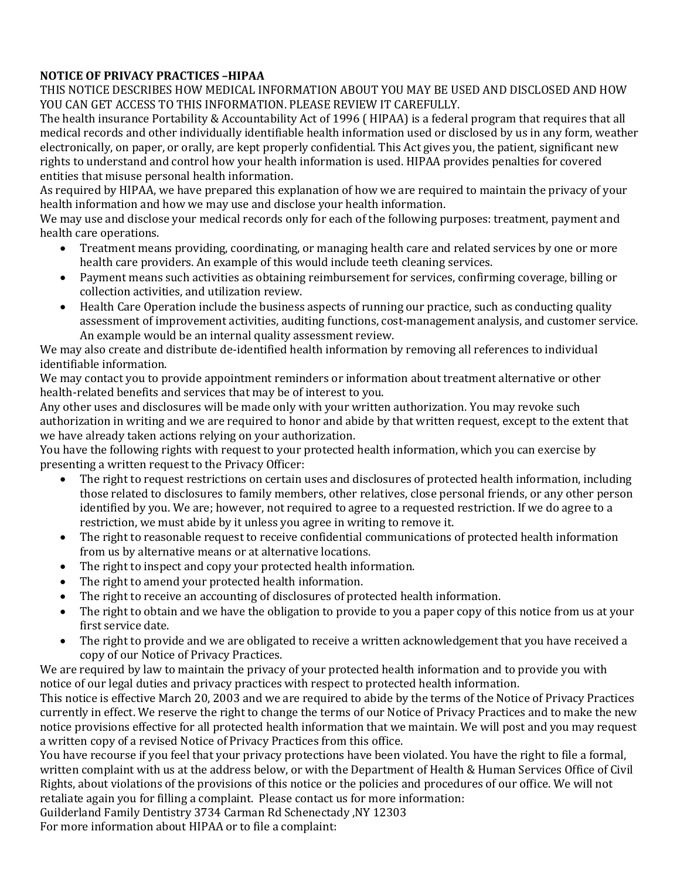**NOTICE OF PRIVACY PRACTICES –HIPAA**

THIS NOTICE DESCRIBES HOW MEDICAL INFORMATION ABOUT YOU MAY BE USED AND DISCLOSED AND HOW YOU CAN GET ACCESS TO THIS INFORMATION. PLEASE REVIEW IT CAREFULLY.

The health insurance Portability & Accountability Act of 1996 ( HIPAA) is a federal program that requires that all medical records and other individually identifiable health information used or disclosed by us in any form, weather electronically, on paper, or orally, are kept properly confidential. This Act gives you, the patient, significant new rights to understand and control how your health information is used. HIPAA provides penalties for covered entities that misuse personal health information.

As required by HIPAA, we have prepared this explanation of how we are required to maintain the privacy of your health information and how we may use and disclose your health information.

We may use and disclose your medical records only for each of the following purposes: treatment, payment and health care operations.

- Treatment means providing, coordinating, or managing health care and related services by one or more health care providers. An example of this would include teeth cleaning services.
- Payment means such activities as obtaining reimbursement for services, confirming coverage, billing or collection activities, and utilization review.
- Health Care Operation include the business aspects of running our practice, such as conducting quality assessment of improvement activities, auditing functions, cost-management analysis, and customer service. An example would be an internal quality assessment review.

We may also create and distribute de-identified health information by removing all references to individual identifiable information.

We may contact you to provide appointment reminders or information about treatment alternative or other health-related benefits and services that may be of interest to you.

Any other uses and disclosures will be made only with your written authorization. You may revoke such authorization in writing and we are required to honor and abide by that written request, except to the extent that we have already taken actions relying on your authorization.

You have the following rights with request to your protected health information, which you can exercise by presenting a written request to the Privacy Officer:

- The right to request restrictions on certain uses and disclosures of protected health information, including those related to disclosures to family members, other relatives, close personal friends, or any other person identified by you. We are; however, not required to agree to a requested restriction. If we do agree to a restriction, we must abide by it unless you agree in writing to remove it.
- The right to reasonable request to receive confidential communications of protected health information from us by alternative means or at alternative locations.
- The right to inspect and copy your protected health information.
- The right to amend your protected health information.
- The right to receive an accounting of disclosures of protected health information.
- The right to obtain and we have the obligation to provide to you a paper copy of this notice from us at your first service date.
- The right to provide and we are obligated to receive a written acknowledgement that you have received a copy of our Notice of Privacy Practices.

We are required by law to maintain the privacy of your protected health information and to provide you with notice of our legal duties and privacy practices with respect to protected health information.

This notice is effective March 20, 2003 and we are required to abide by the terms of the Notice of Privacy Practices currently in effect. We reserve the right to change the terms of our Notice of Privacy Practices and to make the new notice provisions effective for all protected health information that we maintain. We will post and you may request a written copy of a revised Notice of Privacy Practices from this office.

You have recourse if you feel that your privacy protections have been violated. You have the right to file a formal, written complaint with us at the address below, or with the Department of Health & Human Services Office of Civil Rights, about violations of the provisions of this notice or the policies and procedures of our office. We will not retaliate again you for filling a complaint. Please contact us for more information:

Guilderland Family Dentistry 3734 Carman Rd Schenectady ,NY 12303

For more information about HIPAA or to file a complaint: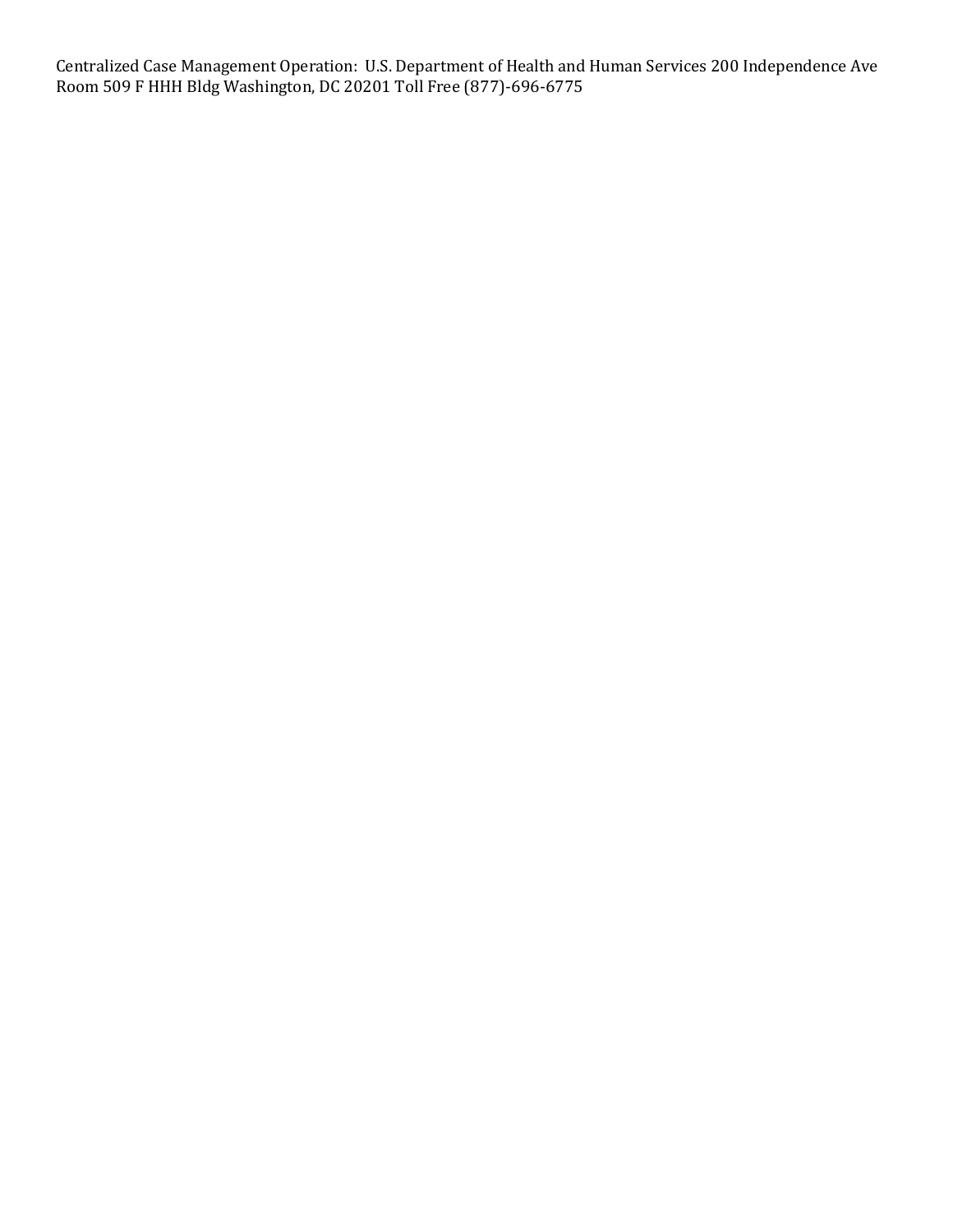Centralized Case Management Operation: U.S. Department of Health and Human Services 200 Independence Ave Room 509 F HHH Bldg Washington, DC 20201 Toll Free (877)-696-6775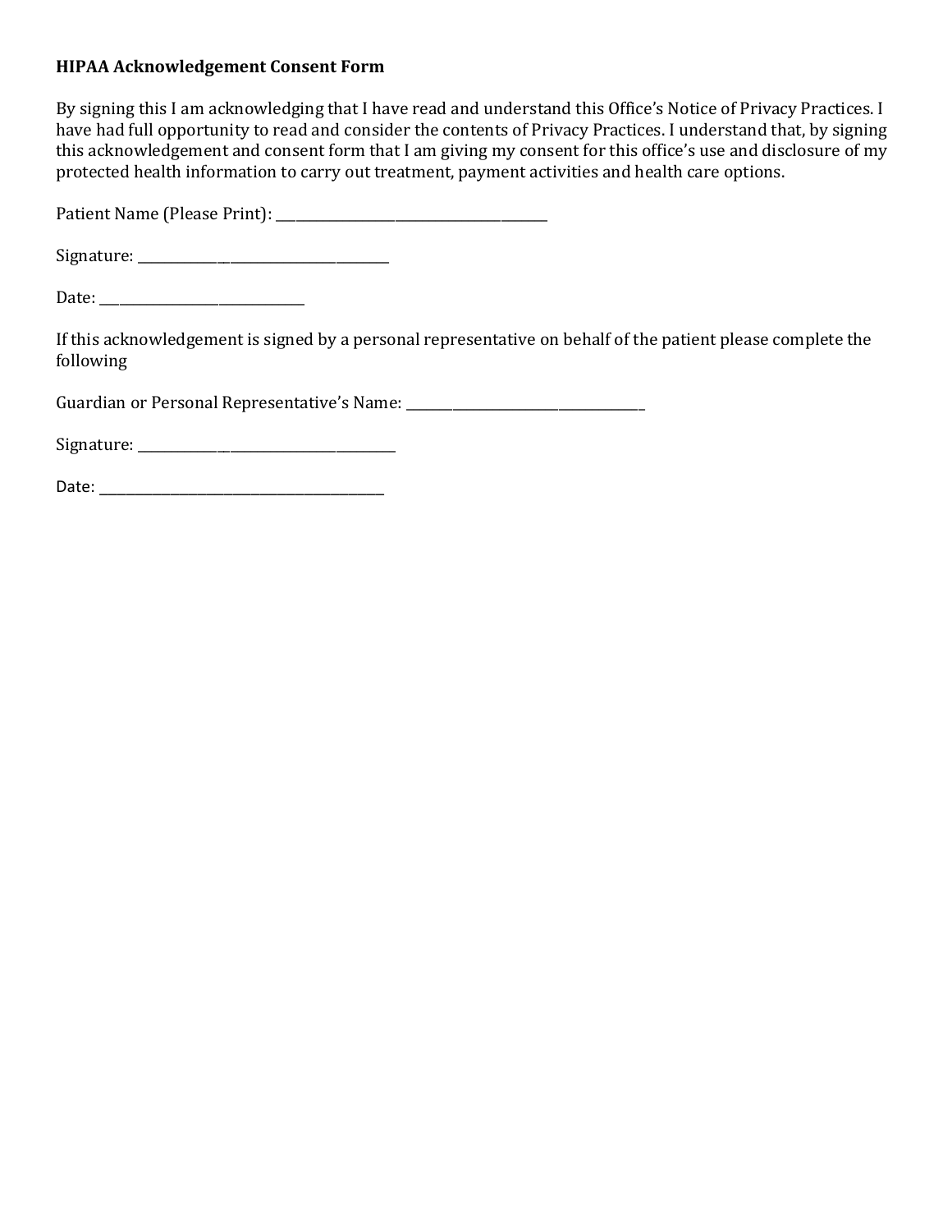**HIPAA Acknowledgement Consent Form**

By signing this I am acknowledging that I have read and understand this Office's Notice of Privacy Practices. I have had full opportunity to read and consider the contents of Privacy Practices. I understand that, by signing this acknowledgement and consent form that I am giving my consent for this office's use and disclosure of my protected health information to carry out treatment, payment activities and health care options.

Patient Name (Please Print): ________________________________________

Signature: _____________________________________

Date: ______________________________

If this acknowledgement is signed by a personal representative on behalf of the patient please complete the following

Guardian or Personal Representative's Name: ___________________________________

Signature: ______________________________________

Date: __________________________________________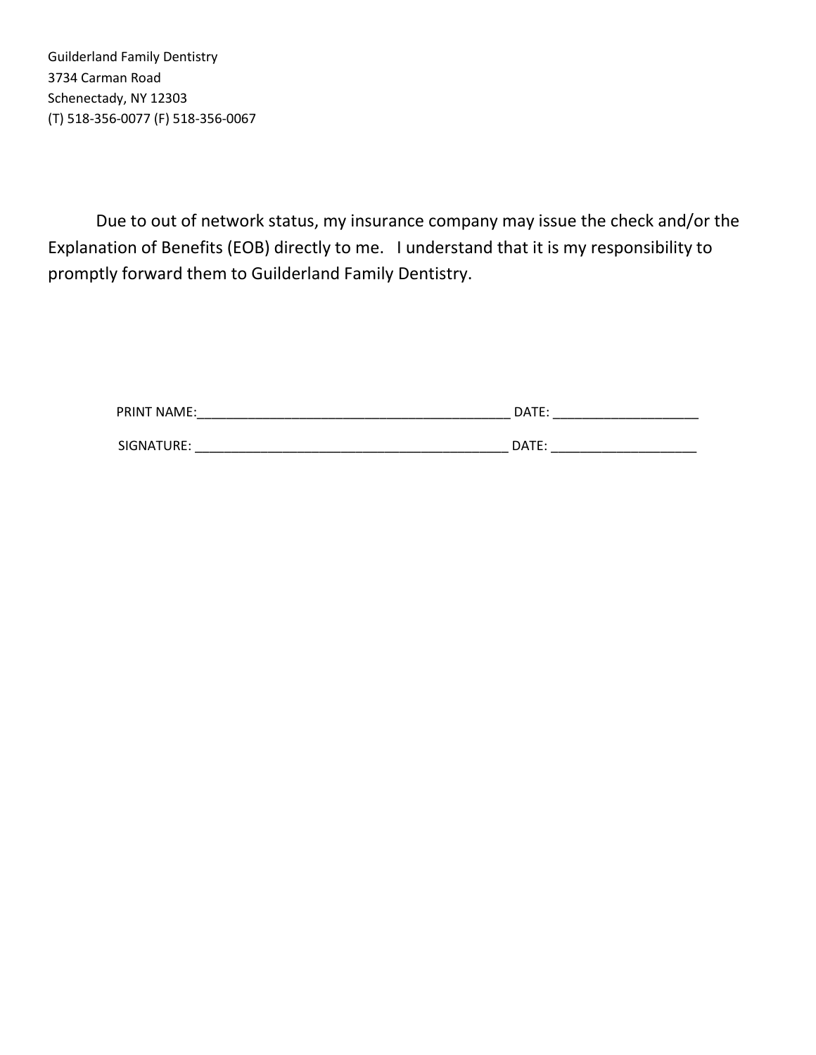Guilderland Family Dentistry
3734 Carman Road
Schenectady, NY 12303
(T) 518-356-0077 (F) 518-356-0067

Due to out of network status, my insurance company may issue the check and/or the Explanation of Benefits (EOB) directly to me. I understand that it is my responsibility to promptly forward them to Guilderland Family Dentistry.

PRINT NAME:___________________________________________ DATE: ___________________

SIGNATURE: ___________________________________________ DATE: ___________________